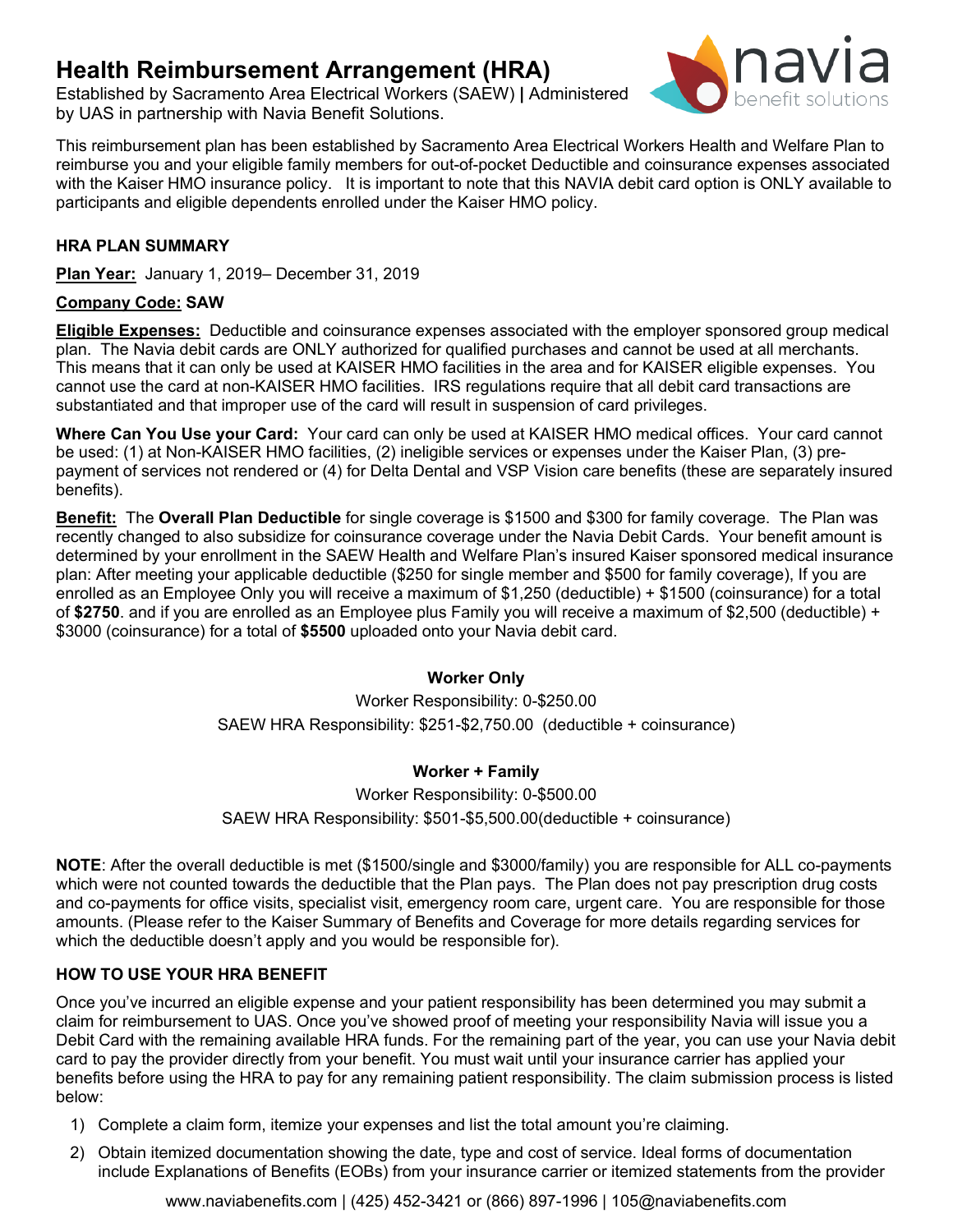# Health Reimbursement Arrangement (HRA)

Established by Sacramento Area Electrical Workers (SAEW) **|** Administered by UAS in partnership with Navia Benefit Solutions.

This reimbursement plan has been established by Sacramento Area Electrical Workers Health and Welfare Plan to reimburse you and your eligible family members for out-of-pocket Deductible and coinsurance expenses associated with the Kaiser HMO insurance policy. It is important to note that this NAVIA debit card option is ONLY available to participants and eligible dependents enrolled under the Kaiser HMO policy.

### HRA PLAN SUMMARY

**Plan Year:** January 1, 2019– December 31, 2019

**Company Code:** **SAW**

**Eligible Expenses:** Deductible and coinsurance expenses associated with the employer sponsored group medical plan. The Navia debit cards are ONLY authorized for qualified purchases and cannot be used at all merchants. This means that it can only be used at KAISER HMO facilities in the area and for KAISER eligible expenses. You cannot use the card at non-KAISER HMO facilities. IRS regulations require that all debit card transactions are substantiated and that improper use of the card will result in suspension of card privileges.

**Where Can You Use your Card:** Your card can only be used at KAISER HMO medical offices. Your card cannot be used: (1) at Non-KAISER HMO facilities, (2) ineligible services or expenses under the Kaiser Plan, (3) pre-payment of services not rendered or (4) for Delta Dental and VSP Vision care benefits (these are separately insured benefits).

**Benefit:** The **Overall Plan Deductible** for single coverage is $1500 and $300 for family coverage. The Plan was recently changed to also subsidize for coinsurance coverage under the Navia Debit Cards. Your benefit amount is determined by your enrollment in the SAEW Health and Welfare Plan's insured Kaiser sponsored medical insurance plan: After meeting your applicable deductible ($250 for single member and $500 for family coverage), If you are enrolled as an Employee Only you will receive a maximum of $1,250 (deductible) + $1500 (coinsurance) for a total of **$2750**. and if you are enrolled as an Employee plus Family you will receive a maximum of $2,500 (deductible) + $3000 (coinsurance) for a total of **$5500** uploaded onto your Navia debit card.

**Worker Only**

Worker Responsibility: 0-$250.00

SAEW HRA Responsibility: $251-$2,750.00 (deductible + coinsurance)

**Worker + Family**

Worker Responsibility: 0-$500.00

SAEW HRA Responsibility: $501-$5,500.00(deductible + coinsurance)

**NOTE**: After the overall deductible is met ($1500/single and $3000/family) you are responsible for ALL co-payments which were not counted towards the deductible that the Plan pays. The Plan does not pay prescription drug costs and co-payments for office visits, specialist visit, emergency room care, urgent care. You are responsible for those amounts. (Please refer to the Kaiser Summary of Benefits and Coverage for more details regarding services for which the deductible doesn't apply and you would be responsible for).

### HOW TO USE YOUR HRA BENEFIT

Once you've incurred an eligible expense and your patient responsibility has been determined you may submit a claim for reimbursement to UAS. Once you've showed proof of meeting your responsibility Navia will issue you a Debit Card with the remaining available HRA funds. For the remaining part of the year, you can use your Navia debit card to pay the provider directly from your benefit. You must wait until your insurance carrier has applied your benefits before using the HRA to pay for any remaining patient responsibility. The claim submission process is listed below:

1) Complete a claim form, itemize your expenses and list the total amount you're claiming.
2) Obtain itemized documentation showing the date, type and cost of service. Ideal forms of documentation include Explanations of Benefits (EOBs) from your insurance carrier or itemized statements from the provider

www.naviabenefits.com | (425) 452-3421 or (866) 897-1996 | 105@naviabenefits.com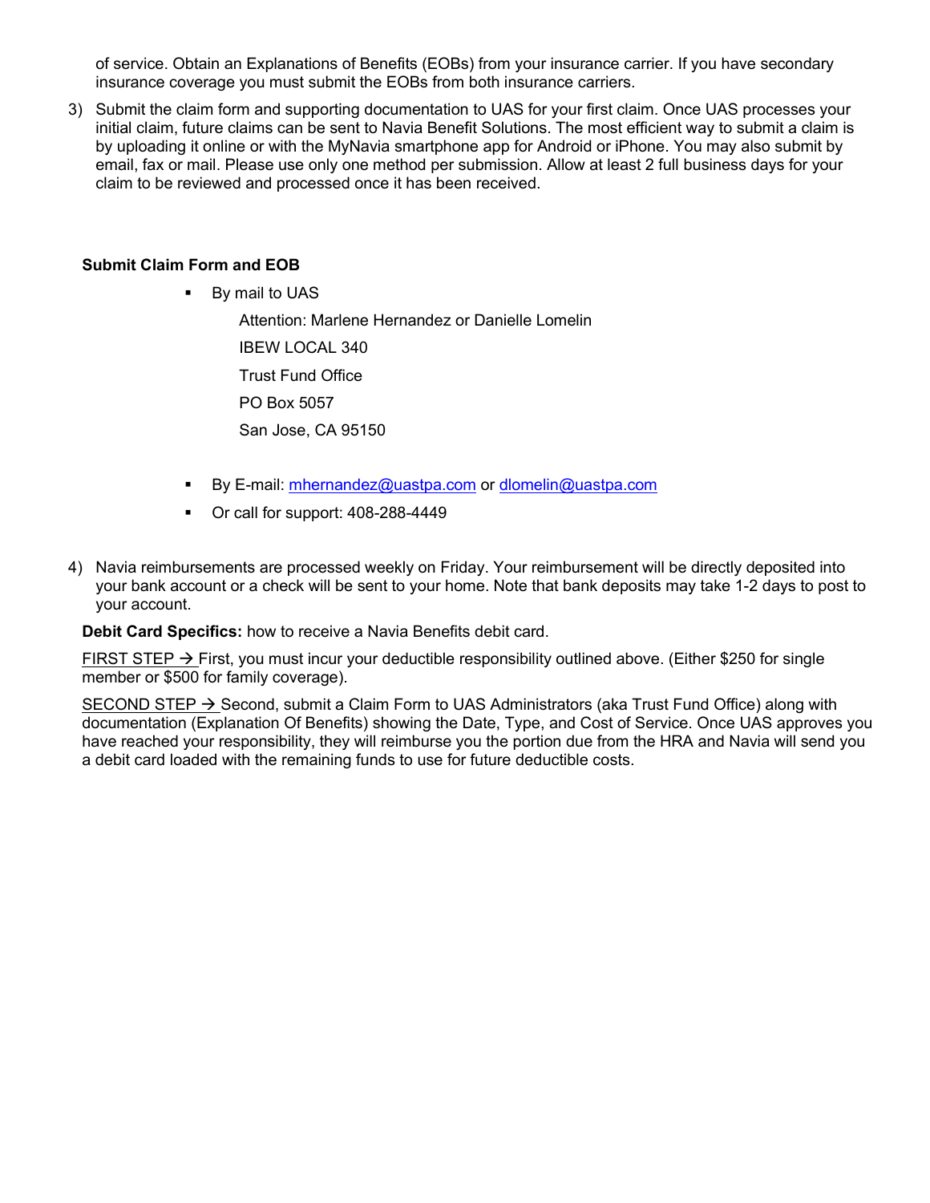of service. Obtain an Explanations of Benefits (EOBs) from your insurance carrier. If you have secondary insurance coverage you must submit the EOBs from both insurance carriers.

3) Submit the claim form and supporting documentation to UAS for your first claim. Once UAS processes your initial claim, future claims can be sent to Navia Benefit Solutions. The most efficient way to submit a claim is by uploading it online or with the MyNavia smartphone app for Android or iPhone. You may also submit by email, fax or mail. Please use only one method per submission. Allow at least 2 full business days for your claim to be reviewed and processed once it has been received.

**Submit Claim Form and EOB**

- By mail to UAS

  Attention: Marlene Hernandez or Danielle Lomelin
  IBEW LOCAL 340
  Trust Fund Office
  PO Box 5057
  San Jose, CA 95150

- By E-mail: mhernandez@uastpa.com or dlomelin@uastpa.com
- Or call for support: 408-288-4449

4) Navia reimbursements are processed weekly on Friday. Your reimbursement will be directly deposited into your bank account or a check will be sent to your home. Note that bank deposits may take 1-2 days to post to your account.

**Debit Card Specifics:** how to receive a Navia Benefits debit card.

FIRST STEP → First, you must incur your deductible responsibility outlined above. (Either $250 for single member or $500 for family coverage).

SECOND STEP → Second, submit a Claim Form to UAS Administrators (aka Trust Fund Office) along with documentation (Explanation Of Benefits) showing the Date, Type, and Cost of Service. Once UAS approves you have reached your responsibility, they will reimburse you the portion due from the HRA and Navia will send you a debit card loaded with the remaining funds to use for future deductible costs.